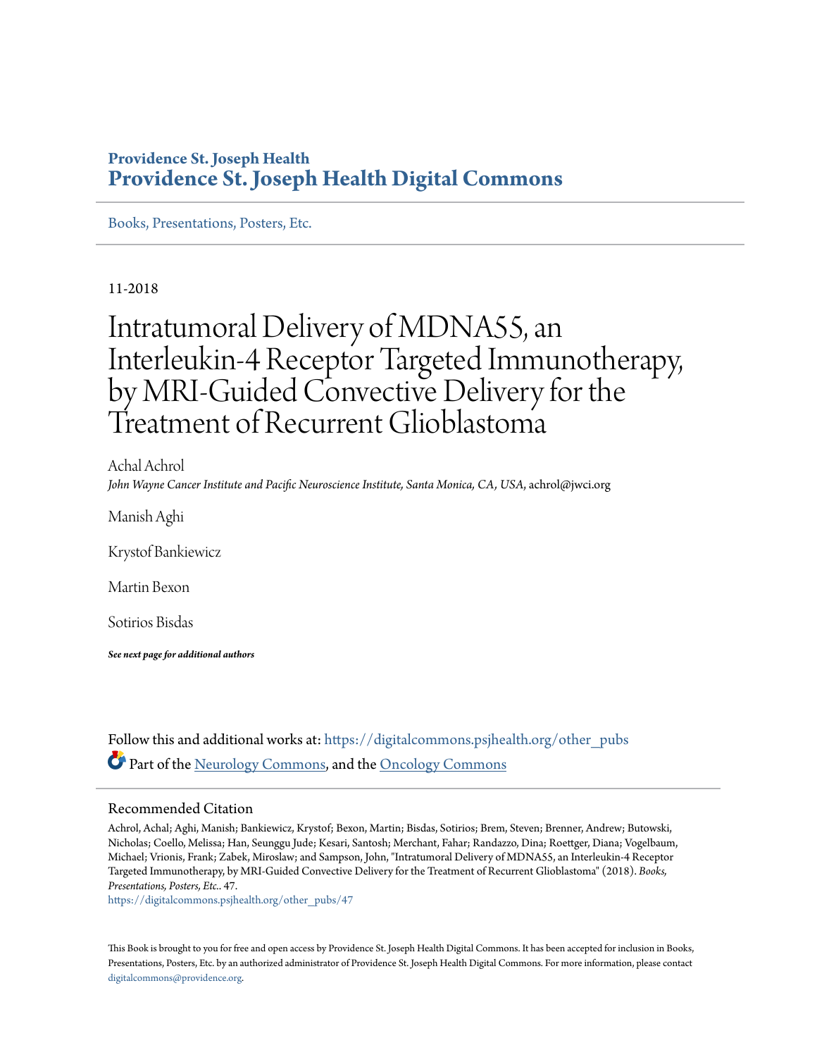**Providence St. Joseph Health**
**Providence St. Joseph Health Digital Commons**

Books, Presentations, Posters, Etc.

11-2018

# Intratumoral Delivery of MDNA55, an Interleukin-4 Receptor Targeted Immunotherapy, by MRI-Guided Convective Delivery for the Treatment of Recurrent Glioblastoma

Achal Achrol
*John Wayne Cancer Institute and Pacific Neuroscience Institute, Santa Monica, CA, USA*, achrol@jwci.org

Manish Aghi

Krystof Bankiewicz

Martin Bexon

Sotirios Bisdas

***See next page for additional authors***

Follow this and additional works at: https://digitalcommons.psjhealth.org/other_pubs

Part of the Neurology Commons, and the Oncology Commons

## Recommended Citation

Achrol, Achal; Aghi, Manish; Bankiewicz, Krystof; Bexon, Martin; Bisdas, Sotirios; Brem, Steven; Brenner, Andrew; Butowski, Nicholas; Coello, Melissa; Han, Seunggu Jude; Kesari, Santosh; Merchant, Fahar; Randazzo, Dina; Roettger, Diana; Vogelbaum, Michael; Vrionis, Frank; Zabek, Miroslaw; and Sampson, John, "Intratumoral Delivery of MDNA55, an Interleukin-4 Receptor Targeted Immunotherapy, by MRI-Guided Convective Delivery for the Treatment of Recurrent Glioblastoma" (2018). *Books, Presentations, Posters, Etc.*. 47.
https://digitalcommons.psjhealth.org/other_pubs/47

This Book is brought to you for free and open access by Providence St. Joseph Health Digital Commons. It has been accepted for inclusion in Books, Presentations, Posters, Etc. by an authorized administrator of Providence St. Joseph Health Digital Commons. For more information, please contact digitalcommons@providence.org.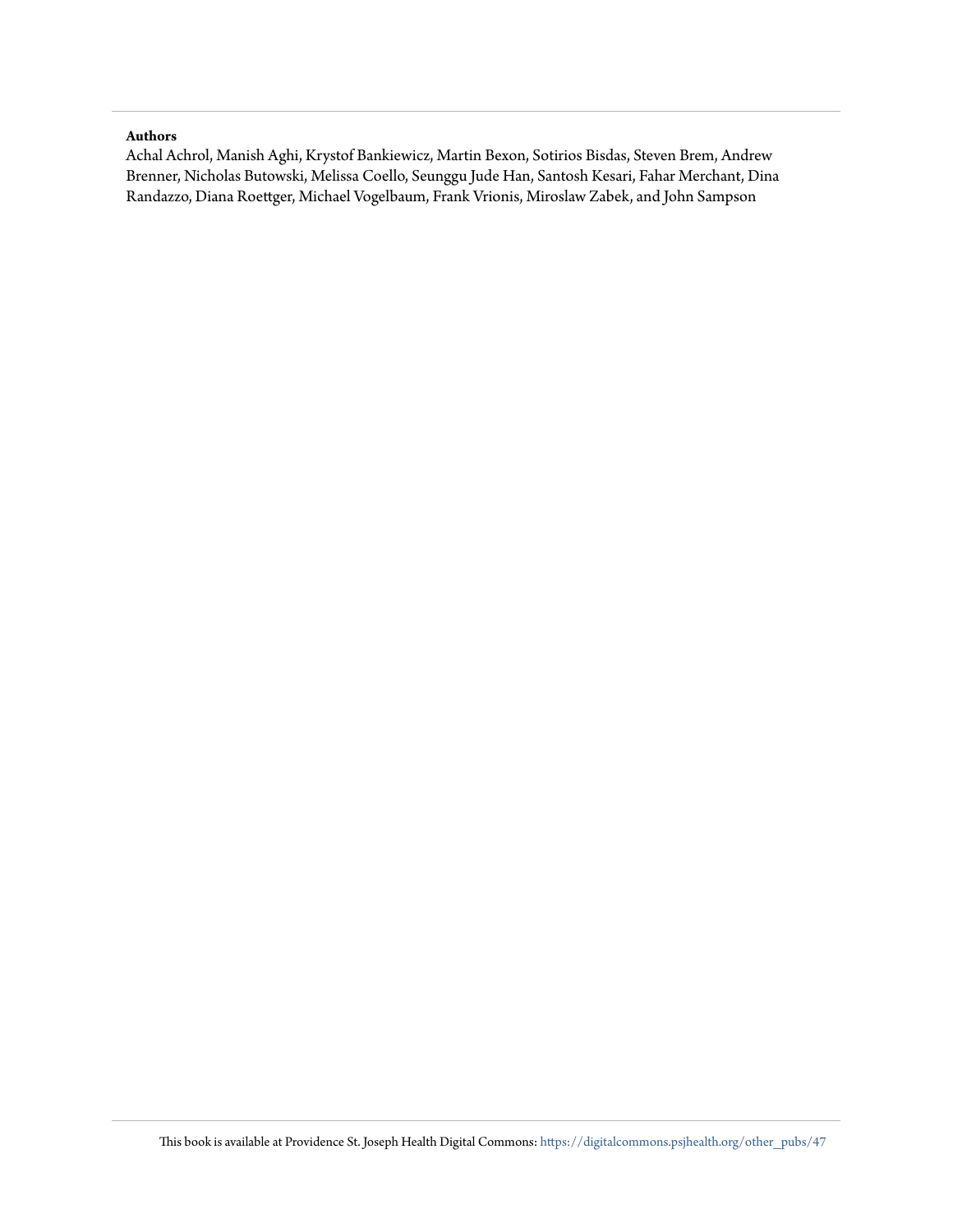**Authors**

Achal Achrol, Manish Aghi, Krystof Bankiewicz, Martin Bexon, Sotirios Bisdas, Steven Brem, Andrew Brenner, Nicholas Butowski, Melissa Coello, Seunggu Jude Han, Santosh Kesari, Fahar Merchant, Dina Randazzo, Diana Roettger, Michael Vogelbaum, Frank Vrionis, Miroslaw Zabek, and John Sampson

This book is available at Providence St. Joseph Health Digital Commons: https://digitalcommons.psjhealth.org/other_pubs/47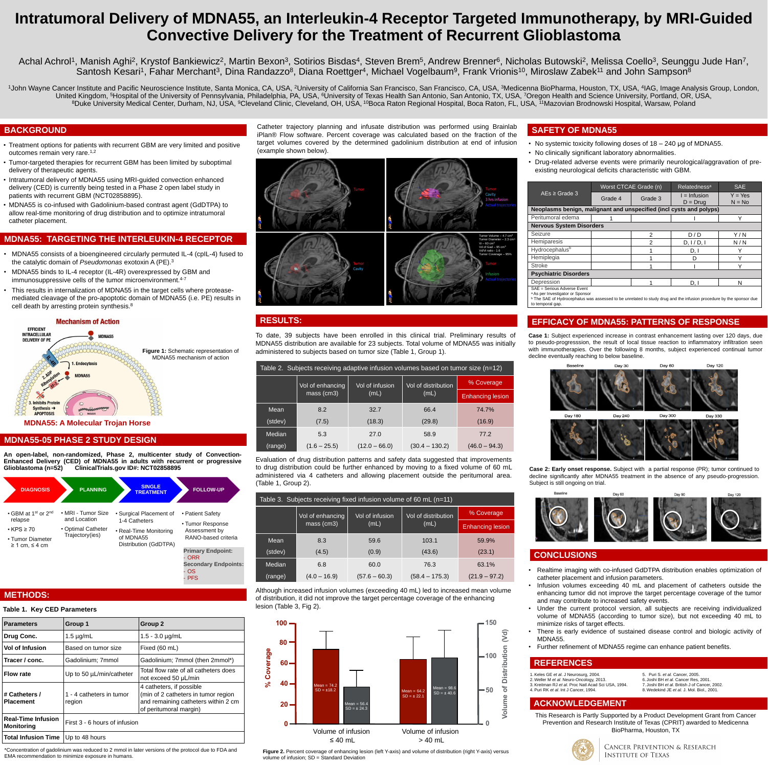# Intratumoral Delivery of MDNA55, an Interleukin-4 Receptor Targeted Immunotherapy, by MRI-Guided Convective Delivery for the Treatment of Recurrent Glioblastoma

Achal Achrol[1], Manish Aghi[2], Krystof Bankiewicz[2], Martin Bexon[3], Sotirios Bisdas[4], Steven Brem[5], Andrew Brenner[6], Nicholas Butowski[2], Melissa Coello[3], Seunggu Jude Han[7], Santosh Kesari[1], Fahar Merchant[3], Dina Randazzo[8], Diana Roettger[4], Michael Vogelbaum[9], Frank Vrionis[10], Miroslaw Zabek[11] and John Sampson[8]

[1]John Wayne Cancer Institute and Pacific Neuroscience Institute, Santa Monica, CA, USA, [2]University of California San Francisco, San Francisco, CA, USA, [3]Medicenna BioPharma, Houston, TX, USA, [4]IAG, Image Analysis Group, London, United Kingdom, [5]Hospital of the University of Pennsylvania, Philadelphia, PA, USA, [6]University of Texas Health San Antonio, San Antonio, TX, USA, [7]Oregon Health and Science University, Portland, OR, USA, [8]Duke University Medical Center, Durham, NJ, USA, [9]Cleveland Clinic, Cleveland, OH, USA, [10]Boca Raton Regional Hospital, Boca Raton, FL, USA, [11]Mazovian Brodnowski Hospital, Warsaw, Poland

## BACKGROUND

- Treatment options for patients with recurrent GBM are very limited and positive outcomes remain very rare.[1,2]
- Tumor-targeted therapies for recurrent GBM has been limited by suboptimal delivery of therapeutic agents.
- Intratumoral delivery of MDNA55 using MRI-guided convection enhanced delivery (CED) is currently being tested in a Phase 2 open label study in patients with recurrent GBM (NCT02858895).
- MDNA55 is co-infused with Gadolinium-based contrast agent (GdDTPA) to allow real-time monitoring of drug distribution and to optimize intratumoral catheter placement.

## MDNA55: TARGETING THE INTERLEUKIN-4 RECEPTOR

- MDNA55 consists of a bioengineered circularly permuted IL-4 (cpIL-4) fused to the catalytic domain of *Pseudomonas* exotoxin A (PE).[3]
- MDNA55 binds to IL-4 receptor (IL-4R) overexpressed by GBM and immunosuppressive cells of the tumor microenvironment.[4-7]
- This results in internalization of MDNA55 in the target cells where protease-mediated cleavage of the pro-apoptotic domain of MDNA55 (i.e. PE) results in cell death by arresting protein synthesis.[8]

**Mechanism of Action**

EFFICIENT INTRACELLULAR DELIVERY OF PE

MDNA55

1. Endocytosis

2. ADP Ribosylation

3. Inhibits Protein Synthesis → APOPTOSIS

**Figure 1:** Schematic representation of MDNA55 mechanism of action

**MDNA55: A Molecular Trojan Horse**

## MDNA55-05 PHASE 2 STUDY DESIGN

**An open-label, non-randomized, Phase 2, multicenter study of Convection-Enhanced Delivery (CED) of MDNA55 in adults with recurrent or progressive Glioblastoma (n=52) ClinicalTrials.gov ID#: NCT02858895**

DIAGNOSIS → PLANNING → SINGLE TREATMENT → FOLLOW-UP

**Diagnosis:**
- GBM at 1st or 2nd relapse
- KPS ≥ 70
- Tumor Diameter ≥ 1 cm, ≤ 4 cm

**Planning:**
- MRI - Tumor Size and Location
- Optimal Catheter Trajectory(ies)

**Single Treatment:**
- Surgical Placement of 1-4 Catheters
- Real-Time Monitoring of MDNA55 Distribution (GdDTPA)

**Follow-up:**
- Patient Safety
- Tumor Response Assessment by RANO-based criteria

**Primary Endpoint:**
- ORR

**Secondary Endpoints:**
- OS
- PFS

## METHODS:

**Table 1. Key CED Parameters**

| Parameters | Group 1 | Group 2 |
|---|---|---|
| **Drug Conc.** | 1.5 µg/mL | 1.5 - 3.0 µg/mL |
| **Vol of Infusion** | Based on tumor size | Fixed (60 mL) |
| **Tracer / conc.** | Gadolinium; 7mmol | Gadolinium; 7mmol (then 2mmol*) |
| **Flow rate** | Up to 50 µL/min/catheter | Total flow rate of all catheters does not exceed 50 µL/min |
| **# Catheters / Placement** | 1 - 4 catheters in tumor region | 4 catheters, if possible (min of 2 catheters in tumor region and remaining catheters within 2 cm of peritumoral margin) |
| **Real-Time Infusion Monitoring** | First 3 - 6 hours of infusion | |
| **Total Infusion Time** | Up to 48 hours | |

*Concentration of gadolinium was reduced to 2 mmol in later versions of the protocol due to FDA and EMA recommendation to minimize exposure in humans.

Catheter trajectory planning and infusate distribution was performed using Brainlab iPlan® Flow software. Percent coverage was calculated based on the fraction of the target volumes covered by the determined gadolinium distribution at end of infusion (example shown below).

Tumor

Tumor
Cavity
3 hrs infusion
Actual trajectories

Tumor
Cavity

Tumor Volume – 4.7 cm³
Tumor Diameter – 2.3 cm²
Vi – 60 cm³
Vd of Gad – 95 cm³
Vd/Vi ratio – 1.6
Tumor Coverage – 95%

Tumor
Infusion
Actual trajectories

## RESULTS:

To date, 39 subjects have been enrolled in this clinical trial. Preliminary results of MDNA55 distribution are available for 23 subjects. Total volume of MDNA55 was initially administered to subjects based on tumor size (Table 1, Group 1).

**Table 2. Subjects receiving adaptive infusion volumes based on tumor size (n=12)**

| | Vol of enhancing mass (cm3) | Vol of infusion (mL) | Vol of distribution (mL) | % Coverage Enhancing lesion |
|---|---|---|---|---|
| Mean | 8.2 | 32.7 | 66.4 | 74.7% |
| (stdev) | (7.5) | (18.3) | (29.8) | (16.9) |
| Median | 5.3 | 27.0 | 58.9 | 77.2 |
| (range) | (1.6 – 25.5) | (12.0 – 66.0) | (30.4 – 130.2) | (46.0 – 94.3) |

Evaluation of drug distribution patterns and safety data suggested that improvements to drug distribution could be further enhanced by moving to a fixed volume of 60 mL administered via 4 catheters and allowing placement outside the peritumoral area. (Table 1, Group 2).

**Table 3. Subjects receiving fixed infusion volume of 60 mL (n=11)**

| | Vol of enhancing mass (cm3) | Vol of infusion (mL) | Vol of distribution (mL) | % Coverage Enhancing lesion |
|---|---|---|---|---|
| Mean | 8.3 | 59.6 | 103.1 | 59.9% |
| (stdev) | (4.5) | (0.9) | (43.6) | (23.1) |
| Median | 6.8 | 60.0 | 76.3 | 63.1% |
| (range) | (4.0 – 16.9) | (57.6 – 60.3) | (58.4 – 175.3) | (21.9 – 97.2) |

Although increased infusion volumes (exceeding 40 mL) led to increased mean volume of distribution, it did not improve the target percentage coverage of the enhancing lesion (Table 3, Fig 2).

% Coverage
Volume of Distribution (Vd)
100, 80, 60, 40, 20, 0
150, 100, 50, 0

Mean = 74.2
SD = ±18.2

Mean = 56.4
SD = ± 24.3

Mean = 64.2
SD = ± 22.1

Mean = 98.6
SD = ± 40.6

Volume of infusion ≤ 40 mL

Volume of infusion > 40 mL

**Figure 2.** Percent coverage of enhancing lesion (left Y-axis) and volume of distribution (right Y-axis) versus volume of infusion; SD = Standard Deviation

## SAFETY OF MDNA55

- No systemic toxicity following doses of 18 – 240 µg of MDNA55.
- No clinically significant laboratory abnormalities.
- Drug-related adverse events were primarily neurological/aggravation of pre-existing neurological deficits characteristic with GBM.

| AEs ≥ Grade 3 | Worst CTCAE Grade (n) | | Relatedness[a] | SAE |
|---|---|---|---|---|
| | Grade 4 | Grade 3 | I = Infusion D = Drug | Y = Yes N = No |
| **Neoplasms benign, malignant and unspecified (incl cysts and polyps)** | | | | |
| Peritumoral edema | 1 | | I | Y |
| **Nervous System Disorders** | | | | |
| Seizure | | 2 | D / D | Y / N |
| Hemiparesis | | 2 | D, I / D, I | N / N |
| Hydrocephalus[b] | | 1 | D, I | Y |
| Hemiplegia | | 1 | D | Y |
| Stroke | | 1 | I | Y |
| **Psychiatric Disorders** | | | | |
| Depression | | 1 | D, I | N |

SAE = Serious Adverse Event
[a] As per Investigator or Sponsor
[b] The SAE of Hydrocephalus was assessed to be unrelated to study drug and the infusion procedure by the sponsor due to temporal gap.

## EFFICACY OF MDNA55: PATTERNS OF RESPONSE

**Case 1:** Subject experienced increase in contrast enhancement lasting over 120 days, due to pseudo-progresssion, the result of local tissue reaction to inflammatory infiltration seen with immunotherapies. Over the following 8 months, subject experienced continual tumor decline eventually reaching to below baseline.

Baseline, Day 30, Day 60, Day 120, Day 180, Day 240, Day 300, Day 330

**Case 2: Early onset response.** Subject with a partial response (PR); tumor continued to decline significantly after MDNA55 treatment in the absence of any pseudo-progression. Subject is still ongoing on trial.

Baseline, Day 60, Day 90, Day 120

## CONCLUSIONS

- Realtime imaging with co-infused GdDTPA distribution enables optimization of catheter placement and infusion parameters.
- Infusion volumes exceeding 40 mL and placement of catheters outside the enhancing tumor did not improve the target percentage coverage of the tumor and may contribute to increased safety events.
- Under the current protocol version, all subjects are receiving individualized volume of MDNA55 (according to tumor size), but not exceeding 40 mL to minimize risks of target effects.
- There is early evidence of sustained disease control and biologic activity of MDNA55.
- Further refinement of MDNA55 regime can enhance patient benefits.

## REFERENCES

1. Keles GE *et al.* J Neurosurg, 2004.
2. Weller M *et al.* Neuro-Oncology, 2013.
3. Kreitman RJ *et al.* Proc Natl Acad Sci USA, 1994.
4. Puri RK *et al.* Int J Cancer, 1994.
5. Puri S. *et al.* Cancer, 2005.
6. Joshi BH *et al.* Cancer Res, 2001.
7. Joshi BH *et al.* British J of Cancer, 2002.
8. Wedekind JE *et al.* J. Mol. Biol., 2001.

## ACKNOWLEDGEMENT

This Research is Partly Supported by a Product Development Grant from Cancer Prevention and Research Institute of Texas (CPRIT) awarded to Medicenna BioPharma, Houston, TX

Cancer Prevention & Research Institute of Texas